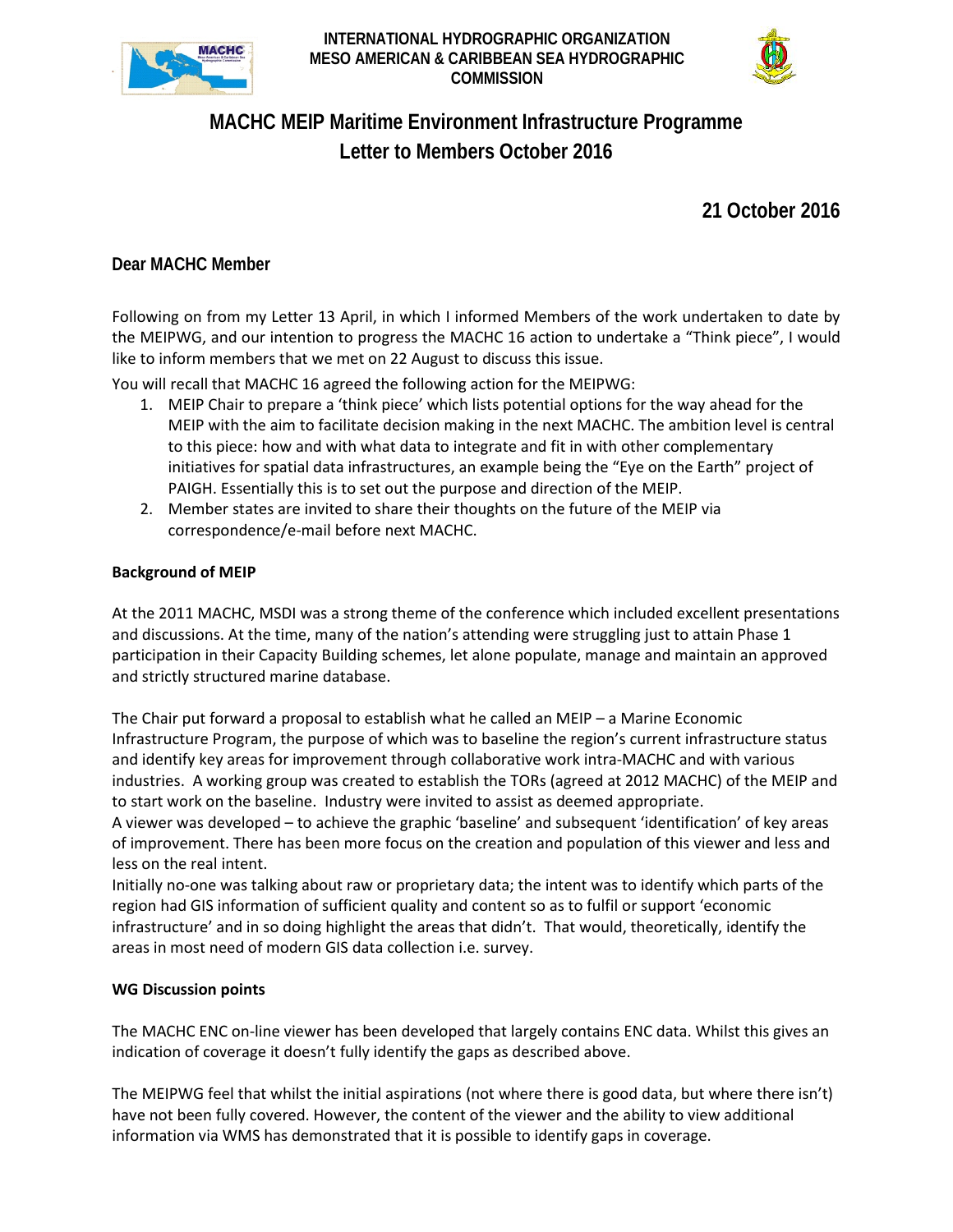INTERNATIONAL HYDROGRAPHIC ORGANIZATION
MESO AMERICAN & CARIBBEAN SEA HYDROGRAPHIC COMMISSION

# MACHC MEIP Maritime Environment Infrastructure Programme
# Letter to Members October 2016

**21 October 2016**

**Dear MACHC Member**

Following on from my Letter 13 April, in which I informed Members of the work undertaken to date by the MEIPWG, and our intention to progress the MACHC 16 action to undertake a "Think piece", I would like to inform members that we met on 22 August to discuss this issue.

You will recall that MACHC 16 agreed the following action for the MEIPWG:

1. MEIP Chair to prepare a 'think piece' which lists potential options for the way ahead for the MEIP with the aim to facilitate decision making in the next MACHC. The ambition level is central to this piece: how and with what data to integrate and fit in with other complementary initiatives for spatial data infrastructures, an example being the "Eye on the Earth" project of PAIGH. Essentially this is to set out the purpose and direction of the MEIP.
2. Member states are invited to share their thoughts on the future of the MEIP via correspondence/e-mail before next MACHC.

**Background of MEIP**

At the 2011 MACHC, MSDI was a strong theme of the conference which included excellent presentations and discussions. At the time, many of the nation's attending were struggling just to attain Phase 1 participation in their Capacity Building schemes, let alone populate, manage and maintain an approved and strictly structured marine database.

The Chair put forward a proposal to establish what he called an MEIP – a Marine Economic Infrastructure Program, the purpose of which was to baseline the region's current infrastructure status and identify key areas for improvement through collaborative work intra-MACHC and with various industries. A working group was created to establish the TORs (agreed at 2012 MACHC) of the MEIP and to start work on the baseline. Industry were invited to assist as deemed appropriate.

A viewer was developed – to achieve the graphic 'baseline' and subsequent 'identification' of key areas of improvement. There has been more focus on the creation and population of this viewer and less and less on the real intent.

Initially no-one was talking about raw or proprietary data; the intent was to identify which parts of the region had GIS information of sufficient quality and content so as to fulfil or support 'economic infrastructure' and in so doing highlight the areas that didn't. That would, theoretically, identify the areas in most need of modern GIS data collection i.e. survey.

**WG Discussion points**

The MACHC ENC on-line viewer has been developed that largely contains ENC data. Whilst this gives an indication of coverage it doesn't fully identify the gaps as described above.

The MEIPWG feel that whilst the initial aspirations (not where there is good data, but where there isn't) have not been fully covered. However, the content of the viewer and the ability to view additional information via WMS has demonstrated that it is possible to identify gaps in coverage.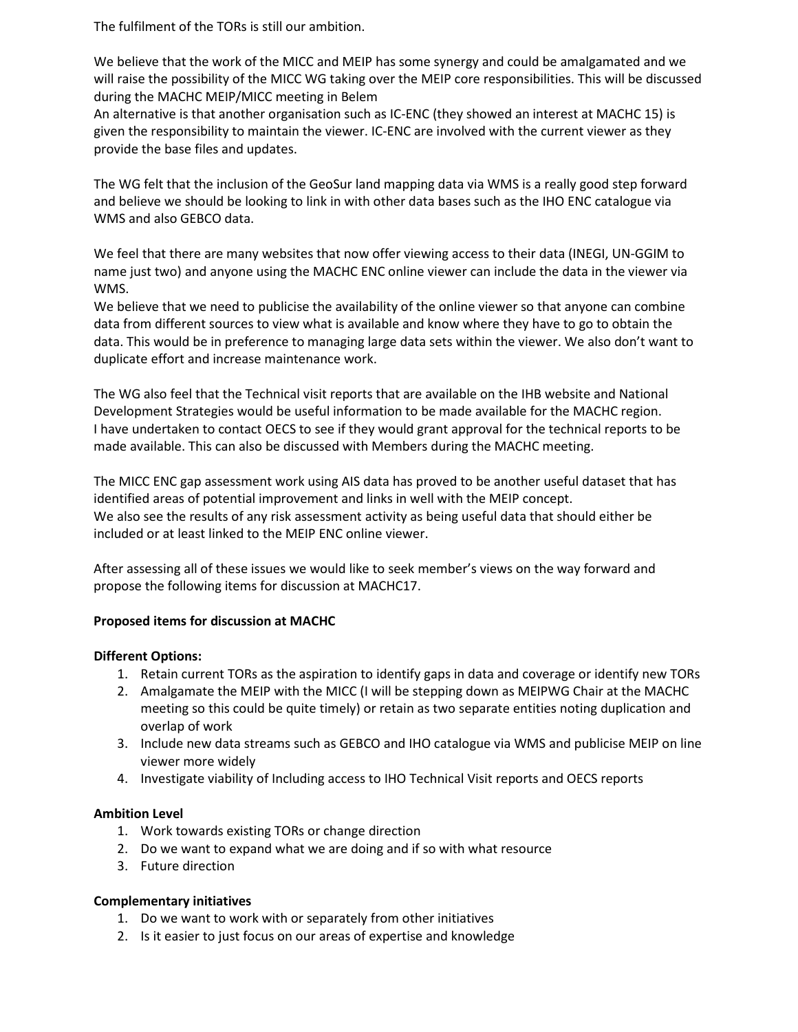The fulfilment of the TORs is still our ambition.

We believe that the work of the MICC and MEIP has some synergy and could be amalgamated and we will raise the possibility of the MICC WG taking over the MEIP core responsibilities. This will be discussed during the MACHC MEIP/MICC meeting in Belem

An alternative is that another organisation such as IC-ENC (they showed an interest at MACHC 15) is given the responsibility to maintain the viewer. IC-ENC are involved with the current viewer as they provide the base files and updates.

The WG felt that the inclusion of the GeoSur land mapping data via WMS is a really good step forward and believe we should be looking to link in with other data bases such as the IHO ENC catalogue via WMS and also GEBCO data.

We feel that there are many websites that now offer viewing access to their data (INEGI, UN-GGIM to name just two) and anyone using the MACHC ENC online viewer can include the data in the viewer via WMS.

We believe that we need to publicise the availability of the online viewer so that anyone can combine data from different sources to view what is available and know where they have to go to obtain the data. This would be in preference to managing large data sets within the viewer. We also don't want to duplicate effort and increase maintenance work.

The WG also feel that the Technical visit reports that are available on the IHB website and National Development Strategies would be useful information to be made available for the MACHC region.

I have undertaken to contact OECS to see if they would grant approval for the technical reports to be made available. This can also be discussed with Members during the MACHC meeting.

The MICC ENC gap assessment work using AIS data has proved to be another useful dataset that has identified areas of potential improvement and links in well with the MEIP concept.

We also see the results of any risk assessment activity as being useful data that should either be included or at least linked to the MEIP ENC online viewer.

After assessing all of these issues we would like to seek member's views on the way forward and propose the following items for discussion at MACHC17.

**Proposed items for discussion at MACHC**

**Different Options:**

1. Retain current TORs as the aspiration to identify gaps in data and coverage or identify new TORs
2. Amalgamate the MEIP with the MICC (I will be stepping down as MEIPWG Chair at the MACHC meeting so this could be quite timely) or retain as two separate entities noting duplication and overlap of work
3. Include new data streams such as GEBCO and IHO catalogue via WMS and publicise MEIP on line viewer more widely
4. Investigate viability of Including access to IHO Technical Visit reports and OECS reports

**Ambition Level**

1. Work towards existing TORs or change direction
2. Do we want to expand what we are doing and if so with what resource
3. Future direction

**Complementary initiatives**

1. Do we want to work with or separately from other initiatives
2. Is it easier to just focus on our areas of expertise and knowledge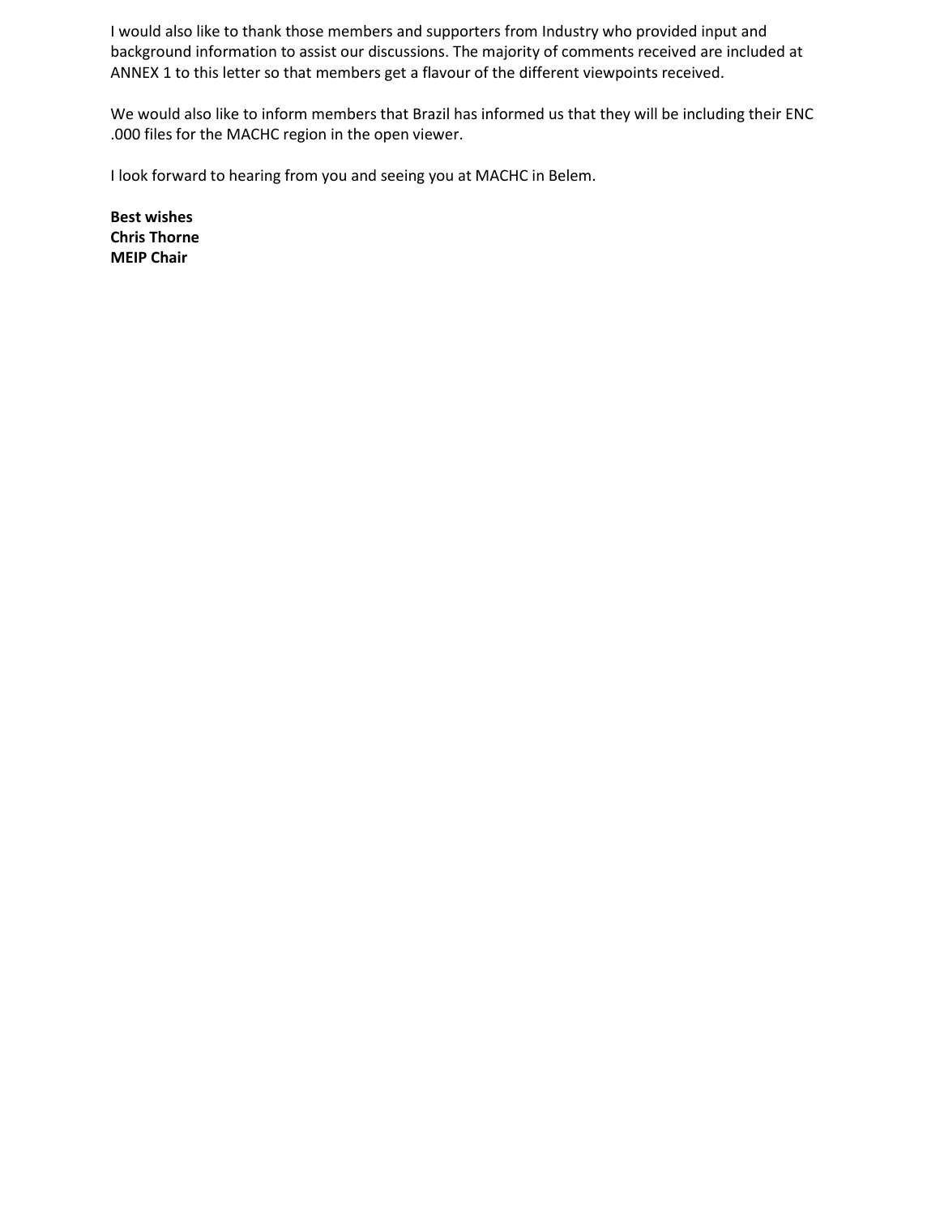I would also like to thank those members and supporters from Industry who provided input and background information to assist our discussions. The majority of comments received are included at ANNEX 1 to this letter so that members get a flavour of the different viewpoints received.

We would also like to inform members that Brazil has informed us that they will be including their ENC .000 files for the MACHC region in the open viewer.

I look forward to hearing from you and seeing you at MACHC in Belem.

**Best wishes**
**Chris Thorne**
**MEIP Chair**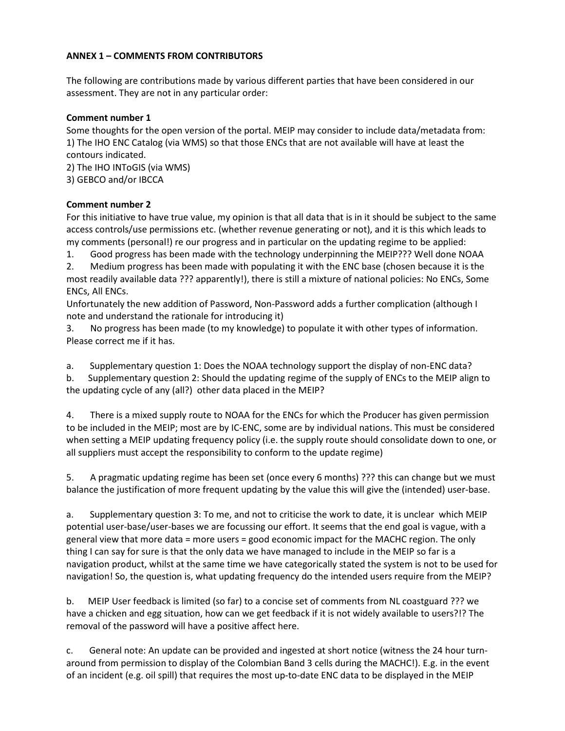**ANNEX 1 – COMMENTS FROM CONTRIBUTORS**

The following are contributions made by various different parties that have been considered in our assessment. They are not in any particular order:

**Comment number 1**

Some thoughts for the open version of the portal. MEIP may consider to include data/metadata from:
1) The IHO ENC Catalog (via WMS) so that those ENCs that are not available will have at least the contours indicated.
2) The IHO INToGIS (via WMS)
3) GEBCO and/or IBCCA

**Comment number 2**

For this initiative to have true value, my opinion is that all data that is in it should be subject to the same access controls/use permissions etc. (whether revenue generating or not), and it is this which leads to my comments (personal!) re our progress and in particular on the updating regime to be applied:

1. Good progress has been made with the technology underpinning the MEIP??? Well done NOAA
2. Medium progress has been made with populating it with the ENC base (chosen because it is the most readily available data ??? apparently!), there is still a mixture of national policies: No ENCs, Some ENCs, All ENCs.
Unfortunately the new addition of Password, Non-Password adds a further complication (although I note and understand the rationale for introducing it)
3. No progress has been made (to my knowledge) to populate it with other types of information. Please correct me if it has.

a. Supplementary question 1: Does the NOAA technology support the display of non-ENC data?
b. Supplementary question 2: Should the updating regime of the supply of ENCs to the MEIP align to the updating cycle of any (all?) other data placed in the MEIP?

4. There is a mixed supply route to NOAA for the ENCs for which the Producer has given permission to be included in the MEIP; most are by IC-ENC, some are by individual nations. This must be considered when setting a MEIP updating frequency policy (i.e. the supply route should consolidate down to one, or all suppliers must accept the responsibility to conform to the update regime)

5. A pragmatic updating regime has been set (once every 6 months) ??? this can change but we must balance the justification of more frequent updating by the value this will give the (intended) user-base.

a. Supplementary question 3: To me, and not to criticise the work to date, it is unclear which MEIP potential user-base/user-bases we are focussing our effort. It seems that the end goal is vague, with a general view that more data = more users = good economic impact for the MACHC region. The only thing I can say for sure is that the only data we have managed to include in the MEIP so far is a navigation product, whilst at the same time we have categorically stated the system is not to be used for navigation! So, the question is, what updating frequency do the intended users require from the MEIP?

b. MEIP User feedback is limited (so far) to a concise set of comments from NL coastguard ??? we have a chicken and egg situation, how can we get feedback if it is not widely available to users?!? The removal of the password will have a positive affect here.

c. General note: An update can be provided and ingested at short notice (witness the 24 hour turn-around from permission to display of the Colombian Band 3 cells during the MACHC!). E.g. in the event of an incident (e.g. oil spill) that requires the most up-to-date ENC data to be displayed in the MEIP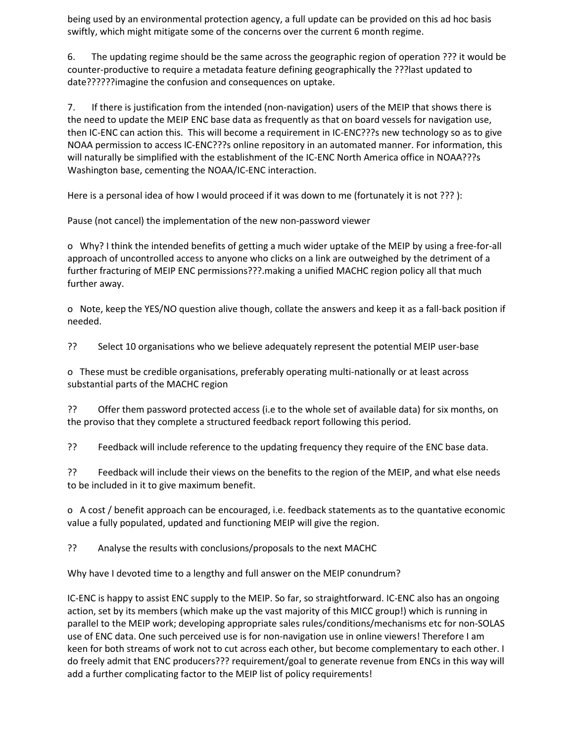being used by an environmental protection agency, a full update can be provided on this ad hoc basis swiftly, which might mitigate some of the concerns over the current 6 month regime.

6. The updating regime should be the same across the geographic region of operation ??? it would be counter-productive to require a metadata feature defining geographically the ???last updated to date??????imagine the confusion and consequences on uptake.

7. If there is justification from the intended (non-navigation) users of the MEIP that shows there is the need to update the MEIP ENC base data as frequently as that on board vessels for navigation use, then IC-ENC can action this. This will become a requirement in IC-ENC???s new technology so as to give NOAA permission to access IC-ENC???s online repository in an automated manner. For information, this will naturally be simplified with the establishment of the IC-ENC North America office in NOAA???s Washington base, cementing the NOAA/IC-ENC interaction.

Here is a personal idea of how I would proceed if it was down to me (fortunately it is not ??? ):

Pause (not cancel) the implementation of the new non-password viewer

o Why? I think the intended benefits of getting a much wider uptake of the MEIP by using a free-for-all approach of uncontrolled access to anyone who clicks on a link are outweighed by the detriment of a further fracturing of MEIP ENC permissions???.making a unified MACHC region policy all that much further away.

o Note, keep the YES/NO question alive though, collate the answers and keep it as a fall-back position if needed.

?? Select 10 organisations who we believe adequately represent the potential MEIP user-base

o These must be credible organisations, preferably operating multi-nationally or at least across substantial parts of the MACHC region

?? Offer them password protected access (i.e to the whole set of available data) for six months, on the proviso that they complete a structured feedback report following this period.

?? Feedback will include reference to the updating frequency they require of the ENC base data.

?? Feedback will include their views on the benefits to the region of the MEIP, and what else needs to be included in it to give maximum benefit.

o A cost / benefit approach can be encouraged, i.e. feedback statements as to the quantative economic value a fully populated, updated and functioning MEIP will give the region.

?? Analyse the results with conclusions/proposals to the next MACHC

Why have I devoted time to a lengthy and full answer on the MEIP conundrum?

IC-ENC is happy to assist ENC supply to the MEIP. So far, so straightforward. IC-ENC also has an ongoing action, set by its members (which make up the vast majority of this MICC group!) which is running in parallel to the MEIP work; developing appropriate sales rules/conditions/mechanisms etc for non-SOLAS use of ENC data. One such perceived use is for non-navigation use in online viewers! Therefore I am keen for both streams of work not to cut across each other, but become complementary to each other. I do freely admit that ENC producers??? requirement/goal to generate revenue from ENCs in this way will add a further complicating factor to the MEIP list of policy requirements!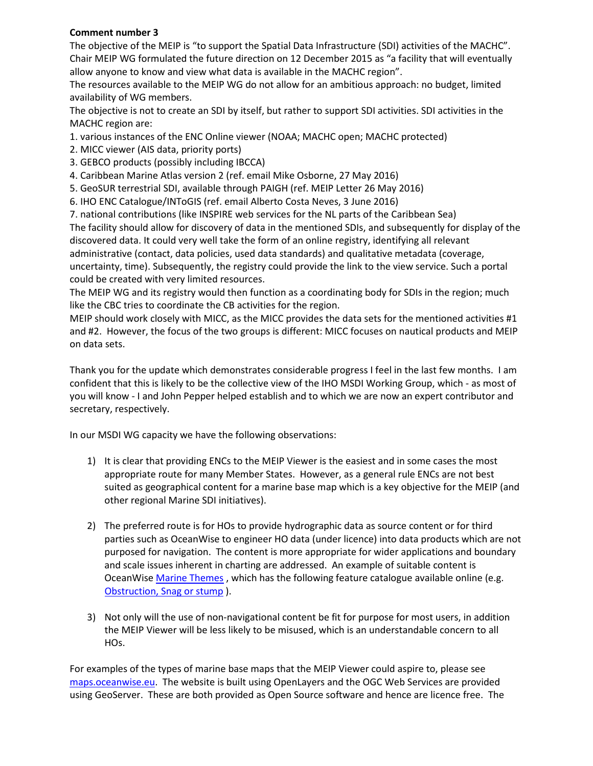**Comment number 3**

The objective of the MEIP is "to support the Spatial Data Infrastructure (SDI) activities of the MACHC". Chair MEIP WG formulated the future direction on 12 December 2015 as "a facility that will eventually allow anyone to know and view what data is available in the MACHC region".

The resources available to the MEIP WG do not allow for an ambitious approach: no budget, limited availability of WG members.

The objective is not to create an SDI by itself, but rather to support SDI activities. SDI activities in the MACHC region are:

1. various instances of the ENC Online viewer (NOAA; MACHC open; MACHC protected)
2. MICC viewer (AIS data, priority ports)
3. GEBCO products (possibly including IBCCA)
4. Caribbean Marine Atlas version 2 (ref. email Mike Osborne, 27 May 2016)
5. GeoSUR terrestrial SDI, available through PAIGH (ref. MEIP Letter 26 May 2016)
6. IHO ENC Catalogue/INToGIS (ref. email Alberto Costa Neves, 3 June 2016)
7. national contributions (like INSPIRE web services for the NL parts of the Caribbean Sea)

The facility should allow for discovery of data in the mentioned SDIs, and subsequently for display of the discovered data. It could very well take the form of an online registry, identifying all relevant administrative (contact, data policies, used data standards) and qualitative metadata (coverage, uncertainty, time). Subsequently, the registry could provide the link to the view service. Such a portal could be created with very limited resources.

The MEIP WG and its registry would then function as a coordinating body for SDIs in the region; much like the CBC tries to coordinate the CB activities for the region.

MEIP should work closely with MICC, as the MICC provides the data sets for the mentioned activities #1 and #2. However, the focus of the two groups is different: MICC focuses on nautical products and MEIP on data sets.

Thank you for the update which demonstrates considerable progress I feel in the last few months. I am confident that this is likely to be the collective view of the IHO MSDI Working Group, which - as most of you will know - I and John Pepper helped establish and to which we are now an expert contributor and secretary, respectively.

In our MSDI WG capacity we have the following observations:

1) It is clear that providing ENCs to the MEIP Viewer is the easiest and in some cases the most appropriate route for many Member States. However, as a general rule ENCs are not best suited as geographical content for a marine base map which is a key objective for the MEIP (and other regional Marine SDI initiatives).

2) The preferred route is for HOs to provide hydrographic data as source content or for third parties such as OceanWise to engineer HO data (under licence) into data products which are not purposed for navigation. The content is more appropriate for wider applications and boundary and scale issues inherent in charting are addressed. An example of suitable content is OceanWise Marine Themes , which has the following feature catalogue available online (e.g. Obstruction, Snag or stump ).

3) Not only will the use of non-navigational content be fit for purpose for most users, in addition the MEIP Viewer will be less likely to be misused, which is an understandable concern to all HOs.

For examples of the types of marine base maps that the MEIP Viewer could aspire to, please see maps.oceanwise.eu. The website is built using OpenLayers and the OGC Web Services are provided using GeoServer. These are both provided as Open Source software and hence are licence free. The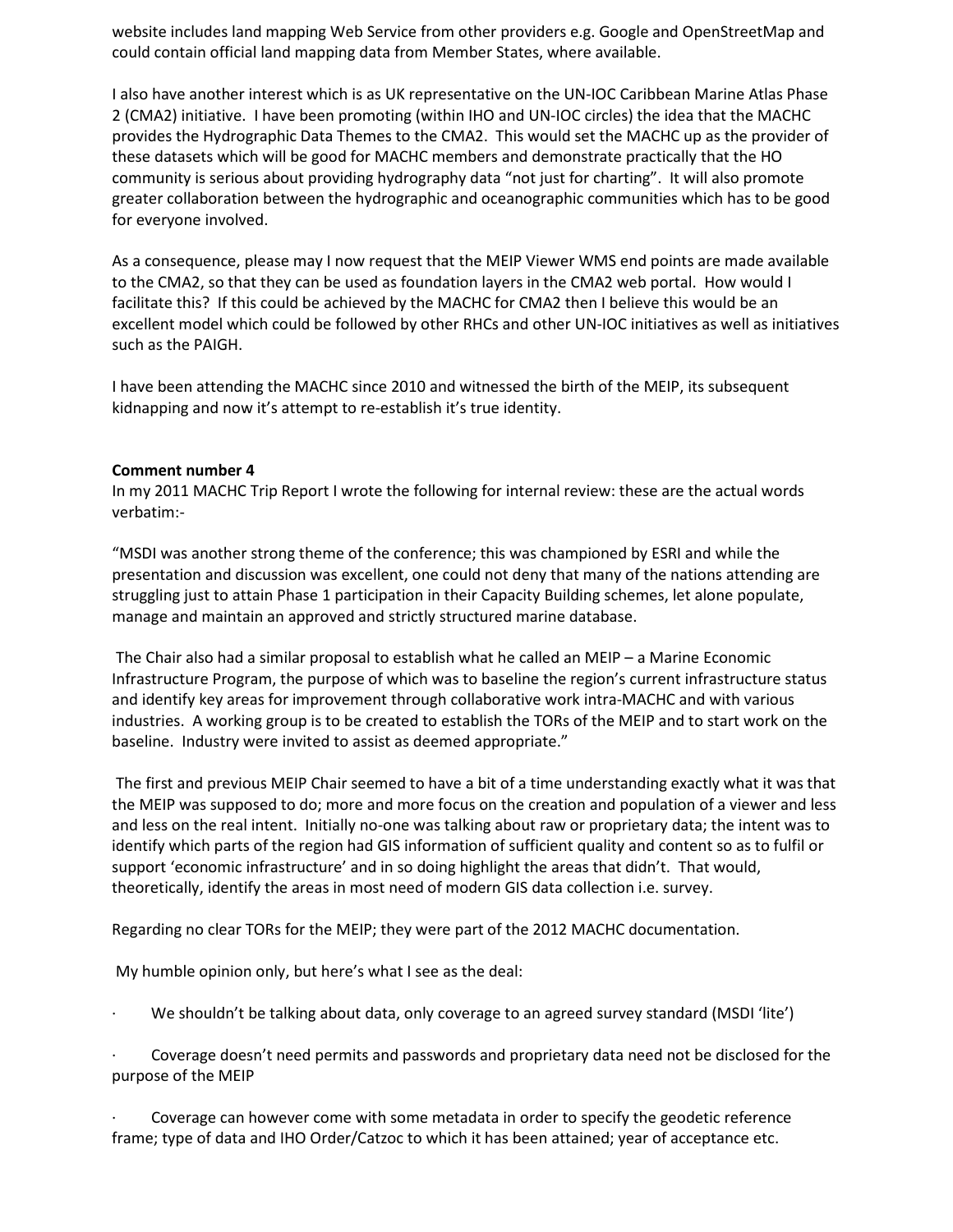website includes land mapping Web Service from other providers e.g. Google and OpenStreetMap and could contain official land mapping data from Member States, where available.

I also have another interest which is as UK representative on the UN-IOC Caribbean Marine Atlas Phase 2 (CMA2) initiative. I have been promoting (within IHO and UN-IOC circles) the idea that the MACHC provides the Hydrographic Data Themes to the CMA2. This would set the MACHC up as the provider of these datasets which will be good for MACHC members and demonstrate practically that the HO community is serious about providing hydrography data "not just for charting". It will also promote greater collaboration between the hydrographic and oceanographic communities which has to be good for everyone involved.

As a consequence, please may I now request that the MEIP Viewer WMS end points are made available to the CMA2, so that they can be used as foundation layers in the CMA2 web portal. How would I facilitate this? If this could be achieved by the MACHC for CMA2 then I believe this would be an excellent model which could be followed by other RHCs and other UN-IOC initiatives as well as initiatives such as the PAIGH.

I have been attending the MACHC since 2010 and witnessed the birth of the MEIP, its subsequent kidnapping and now it's attempt to re-establish it's true identity.

**Comment number 4**

In my 2011 MACHC Trip Report I wrote the following for internal review: these are the actual words verbatim:-

"MSDI was another strong theme of the conference; this was championed by ESRI and while the presentation and discussion was excellent, one could not deny that many of the nations attending are struggling just to attain Phase 1 participation in their Capacity Building schemes, let alone populate, manage and maintain an approved and strictly structured marine database.

The Chair also had a similar proposal to establish what he called an MEIP – a Marine Economic Infrastructure Program, the purpose of which was to baseline the region's current infrastructure status and identify key areas for improvement through collaborative work intra-MACHC and with various industries. A working group is to be created to establish the TORs of the MEIP and to start work on the baseline. Industry were invited to assist as deemed appropriate."

The first and previous MEIP Chair seemed to have a bit of a time understanding exactly what it was that the MEIP was supposed to do; more and more focus on the creation and population of a viewer and less and less on the real intent. Initially no-one was talking about raw or proprietary data; the intent was to identify which parts of the region had GIS information of sufficient quality and content so as to fulfil or support 'economic infrastructure' and in so doing highlight the areas that didn't. That would, theoretically, identify the areas in most need of modern GIS data collection i.e. survey.

Regarding no clear TORs for the MEIP; they were part of the 2012 MACHC documentation.

My humble opinion only, but here's what I see as the deal:

- We shouldn't be talking about data, only coverage to an agreed survey standard (MSDI 'lite')
- Coverage doesn't need permits and passwords and proprietary data need not be disclosed for the purpose of the MEIP
- Coverage can however come with some metadata in order to specify the geodetic reference frame; type of data and IHO Order/Catzoc to which it has been attained; year of acceptance etc.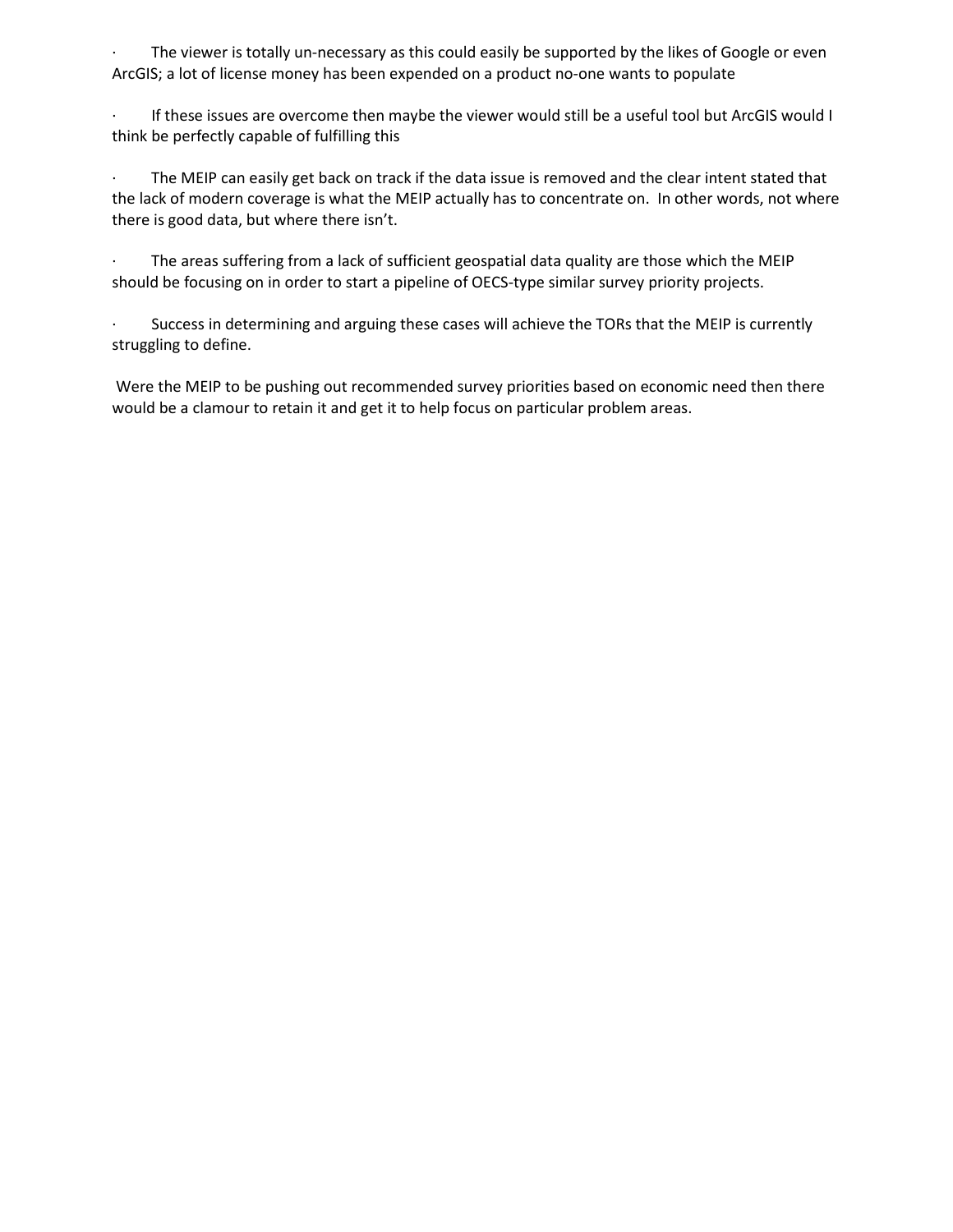- The viewer is totally un-necessary as this could easily be supported by the likes of Google or even ArcGIS; a lot of license money has been expended on a product no-one wants to populate

- If these issues are overcome then maybe the viewer would still be a useful tool but ArcGIS would I think be perfectly capable of fulfilling this

- The MEIP can easily get back on track if the data issue is removed and the clear intent stated that the lack of modern coverage is what the MEIP actually has to concentrate on. In other words, not where there is good data, but where there isn't.

- The areas suffering from a lack of sufficient geospatial data quality are those which the MEIP should be focusing on in order to start a pipeline of OECS-type similar survey priority projects.

- Success in determining and arguing these cases will achieve the TORs that the MEIP is currently struggling to define.

Were the MEIP to be pushing out recommended survey priorities based on economic need then there would be a clamour to retain it and get it to help focus on particular problem areas.